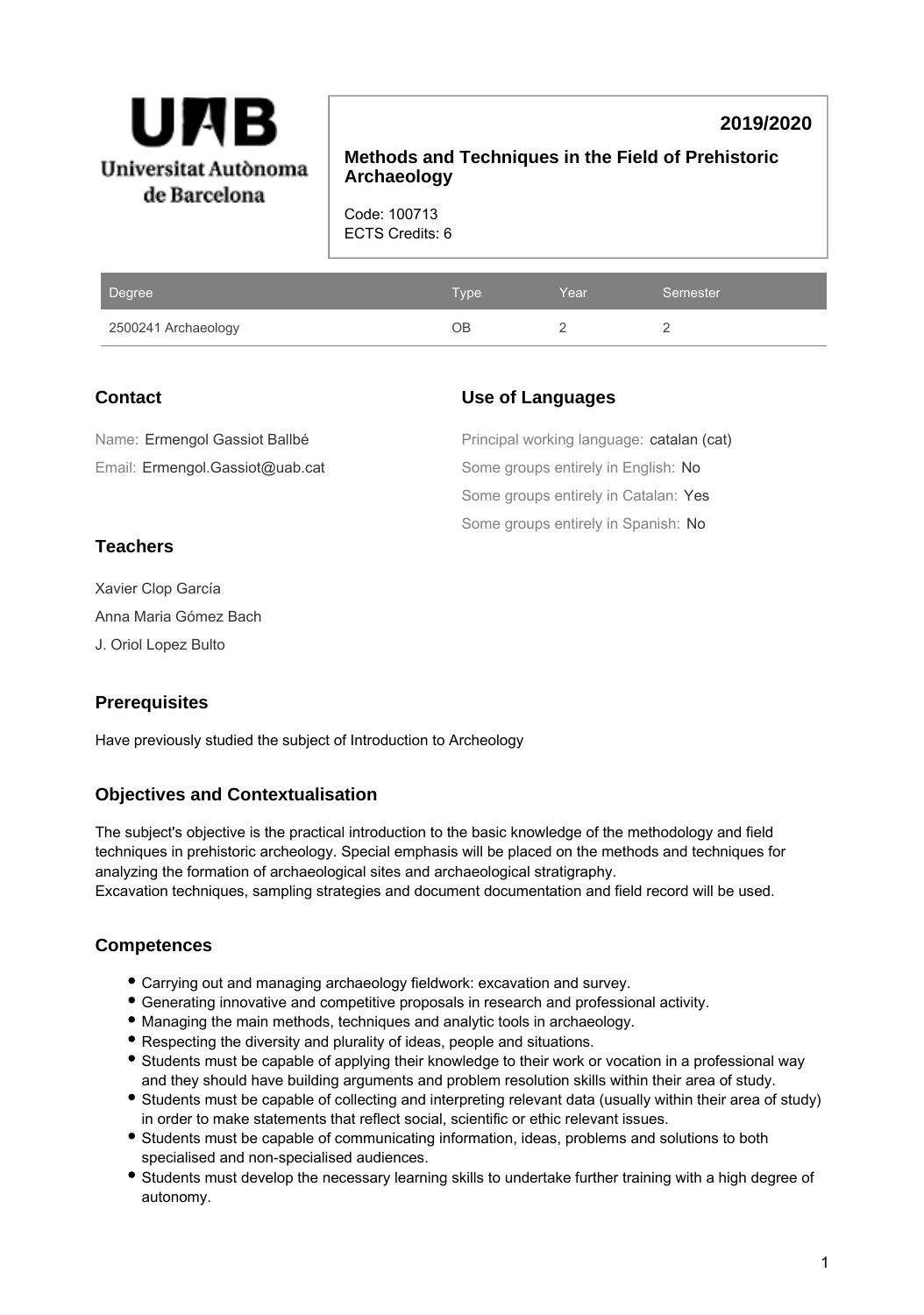Universitat Autònoma de Barcelona

# Methods and Techniques in the Field of Prehistoric Archaeology

**2019/2020**

Code: 100713
ECTS Credits: 6

| Degree | Type | Year | Semester |
|---|---|---|---|
| 2500241 Archaeology | OB | 2 | 2 |

## Contact

Name: Ermengol Gassiot Ballbé

Email: Ermengol.Gassiot@uab.cat

## Use of Languages

Principal working language: catalan (cat)

Some groups entirely in English: No

Some groups entirely in Catalan: Yes

Some groups entirely in Spanish: No

## Teachers

Xavier Clop García

Anna Maria Gómez Bach

J. Oriol Lopez Bulto

## Prerequisites

Have previously studied the subject of Introduction to Archeology

## Objectives and Contextualisation

The subject's objective is the practical introduction to the basic knowledge of the methodology and field techniques in prehistoric archeology. Special emphasis will be placed on the methods and techniques for analyzing the formation of archaeological sites and archaeological stratigraphy.
Excavation techniques, sampling strategies and document documentation and field record will be used.

## Competences

- Carrying out and managing archaeology fieldwork: excavation and survey.
- Generating innovative and competitive proposals in research and professional activity.
- Managing the main methods, techniques and analytic tools in archaeology.
- Respecting the diversity and plurality of ideas, people and situations.
- Students must be capable of applying their knowledge to their work or vocation in a professional way and they should have building arguments and problem resolution skills within their area of study.
- Students must be capable of collecting and interpreting relevant data (usually within their area of study) in order to make statements that reflect social, scientific or ethic relevant issues.
- Students must be capable of communicating information, ideas, problems and solutions to both specialised and non-specialised audiences.
- Students must develop the necessary learning skills to undertake further training with a high degree of autonomy.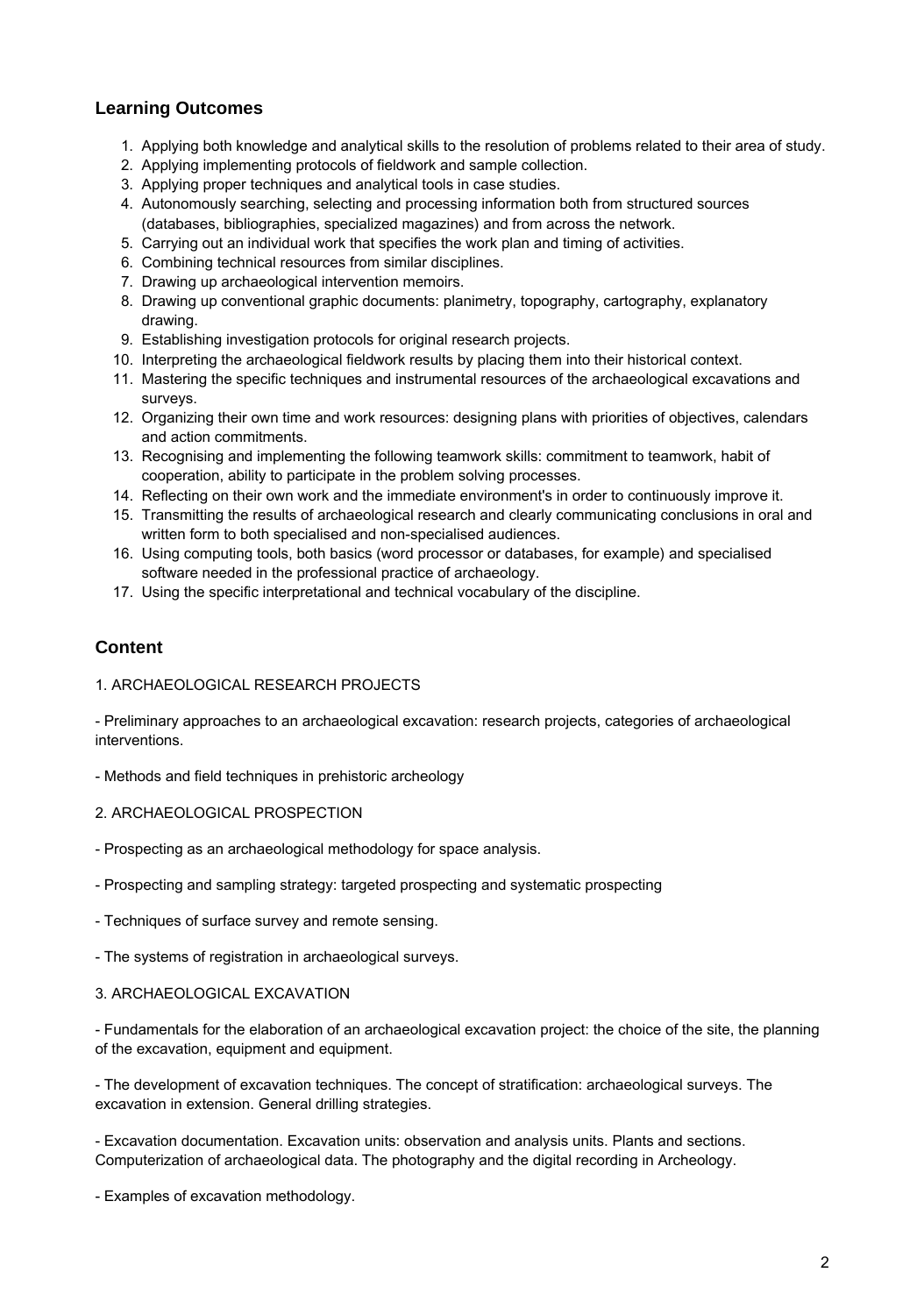## Learning Outcomes

1. Applying both knowledge and analytical skills to the resolution of problems related to their area of study.
2. Applying implementing protocols of fieldwork and sample collection.
3. Applying proper techniques and analytical tools in case studies.
4. Autonomously searching, selecting and processing information both from structured sources (databases, bibliographies, specialized magazines) and from across the network.
5. Carrying out an individual work that specifies the work plan and timing of activities.
6. Combining technical resources from similar disciplines.
7. Drawing up archaeological intervention memoirs.
8. Drawing up conventional graphic documents: planimetry, topography, cartography, explanatory drawing.
9. Establishing investigation protocols for original research projects.
10. Interpreting the archaeological fieldwork results by placing them into their historical context.
11. Mastering the specific techniques and instrumental resources of the archaeological excavations and surveys.
12. Organizing their own time and work resources: designing plans with priorities of objectives, calendars and action commitments.
13. Recognising and implementing the following teamwork skills: commitment to teamwork, habit of cooperation, ability to participate in the problem solving processes.
14. Reflecting on their own work and the immediate environment's in order to continuously improve it.
15. Transmitting the results of archaeological research and clearly communicating conclusions in oral and written form to both specialised and non-specialised audiences.
16. Using computing tools, both basics (word processor or databases, for example) and specialised software needed in the professional practice of archaeology.
17. Using the specific interpretational and technical vocabulary of the discipline.

## Content

1. ARCHAEOLOGICAL RESEARCH PROJECTS

- Preliminary approaches to an archaeological excavation: research projects, categories of archaeological interventions.

- Methods and field techniques in prehistoric archeology

2. ARCHAEOLOGICAL PROSPECTION

- Prospecting as an archaeological methodology for space analysis.

- Prospecting and sampling strategy: targeted prospecting and systematic prospecting

- Techniques of surface survey and remote sensing.

- The systems of registration in archaeological surveys.

3. ARCHAEOLOGICAL EXCAVATION

- Fundamentals for the elaboration of an archaeological excavation project: the choice of the site, the planning of the excavation, equipment and equipment.

- The development of excavation techniques. The concept of stratification: archaeological surveys. The excavation in extension. General drilling strategies.

- Excavation documentation. Excavation units: observation and analysis units. Plants and sections. Computerization of archaeological data. The photography and the digital recording in Archeology.

- Examples of excavation methodology.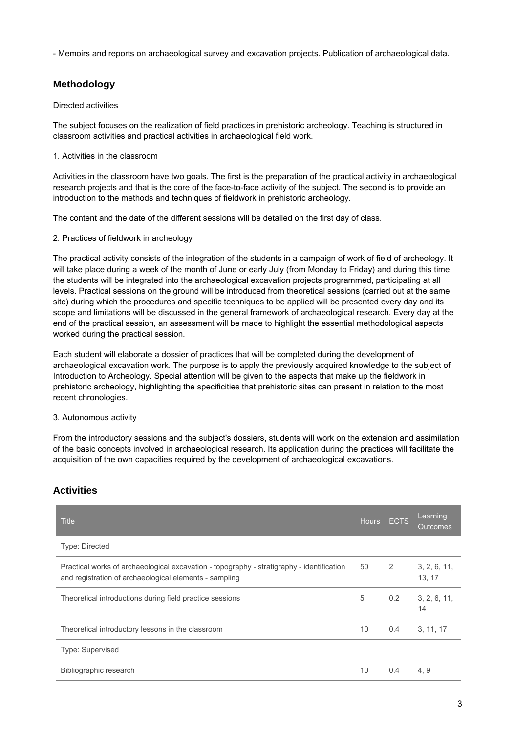- Memoirs and reports on archaeological survey and excavation projects. Publication of archaeological data.

## Methodology

Directed activities

The subject focuses on the realization of field practices in prehistoric archeology. Teaching is structured in classroom activities and practical activities in archaeological field work.

1. Activities in the classroom

Activities in the classroom have two goals. The first is the preparation of the practical activity in archaeological research projects and that is the core of the face-to-face activity of the subject. The second is to provide an introduction to the methods and techniques of fieldwork in prehistoric archeology.

The content and the date of the different sessions will be detailed on the first day of class.

2. Practices of fieldwork in archeology

The practical activity consists of the integration of the students in a campaign of work of field of archeology. It will take place during a week of the month of June or early July (from Monday to Friday) and during this time the students will be integrated into the archaeological excavation projects programmed, participating at all levels. Practical sessions on the ground will be introduced from theoretical sessions (carried out at the same site) during which the procedures and specific techniques to be applied will be presented every day and its scope and limitations will be discussed in the general framework of archaeological research. Every day at the end of the practical session, an assessment will be made to highlight the essential methodological aspects worked during the practical session.

Each student will elaborate a dossier of practices that will be completed during the development of archaeological excavation work. The purpose is to apply the previously acquired knowledge to the subject of Introduction to Archeology. Special attention will be given to the aspects that make up the fieldwork in prehistoric archeology, highlighting the specificities that prehistoric sites can present in relation to the most recent chronologies.

3. Autonomous activity

From the introductory sessions and the subject's dossiers, students will work on the extension and assimilation of the basic concepts involved in archaeological research. Its application during the practices will facilitate the acquisition of the own capacities required by the development of archaeological excavations.

## Activities

| Title | Hours | ECTS | Learning Outcomes |
|---|---|---|---|
| Type: Directed | | | |
| Practical works of archaeological excavation - topography - stratigraphy - identification and registration of archaeological elements - sampling | 50 | 2 | 3, 2, 6, 11, 13, 17 |
| Theoretical introductions during field practice sessions | 5 | 0.2 | 3, 2, 6, 11, 14 |
| Theoretical introductory lessons in the classroom | 10 | 0.4 | 3, 11, 17 |
| Type: Supervised | | | |
| Bibliographic research | 10 | 0.4 | 4, 9 |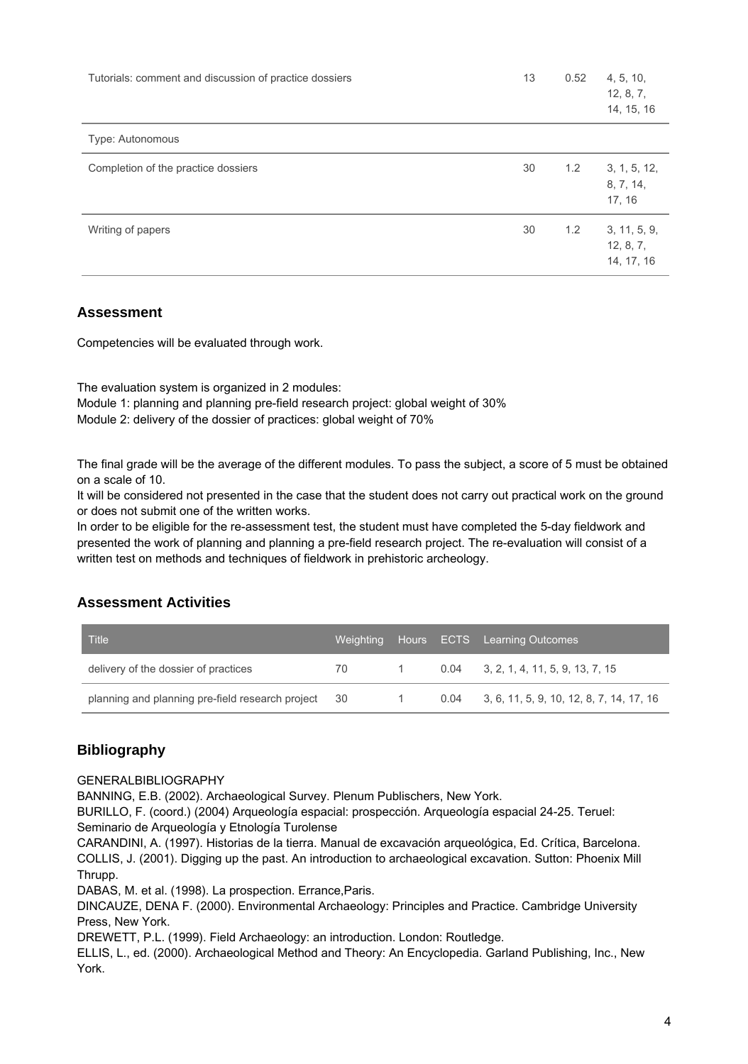| | | | |
|---|---|---|---|
| Tutorials: comment and discussion of practice dossiers | 13 | 0.52 | 4, 5, 10, 12, 8, 7, 14, 15, 16 |
| Type: Autonomous | | | |
| Completion of the practice dossiers | 30 | 1.2 | 3, 1, 5, 12, 8, 7, 14, 17, 16 |
| Writing of papers | 30 | 1.2 | 3, 11, 5, 9, 12, 8, 7, 14, 17, 16 |

## Assessment

Competencies will be evaluated through work.

The evaluation system is organized in 2 modules:
Module 1: planning and planning pre-field research project: global weight of 30%
Module 2: delivery of the dossier of practices: global weight of 70%

The final grade will be the average of the different modules. To pass the subject, a score of 5 must be obtained on a scale of 10.
It will be considered not presented in the case that the student does not carry out practical work on the ground or does not submit one of the written works.
In order to be eligible for the re-assessment test, the student must have completed the 5-day fieldwork and presented the work of planning and planning a pre-field research project. The re-evaluation will consist of a written test on methods and techniques of fieldwork in prehistoric archeology.

## Assessment Activities

| Title | Weighting | Hours | ECTS | Learning Outcomes |
|---|---|---|---|---|
| delivery of the dossier of practices | 70 | 1 | 0.04 | 3, 2, 1, 4, 11, 5, 9, 13, 7, 15 |
| planning and planning pre-field research project | 30 | 1 | 0.04 | 3, 6, 11, 5, 9, 10, 12, 8, 7, 14, 17, 16 |

## Bibliography

GENERALBIBLIOGRAPHY
BANNING, E.B. (2002). Archaeological Survey. Plenum Publischers, New York.
BURILLO, F. (coord.) (2004) Arqueología espacial: prospección. Arqueología espacial 24-25. Teruel: Seminario de Arqueología y Etnología Turolense
CARANDINI, A. (1997). Historias de la tierra. Manual de excavación arqueológica, Ed. Crítica, Barcelona.
COLLIS, J. (2001). Digging up the past. An introduction to archaeological excavation. Sutton: Phoenix Mill Thrupp.
DABAS, M. et al. (1998). La prospection. Errance,Paris.
DINCAUZE, DENA F. (2000). Environmental Archaeology: Principles and Practice. Cambridge University Press, New York.
DREWETT, P.L. (1999). Field Archaeology: an introduction. London: Routledge.
ELLIS, L., ed. (2000). Archaeological Method and Theory: An Encyclopedia. Garland Publishing, Inc., New York.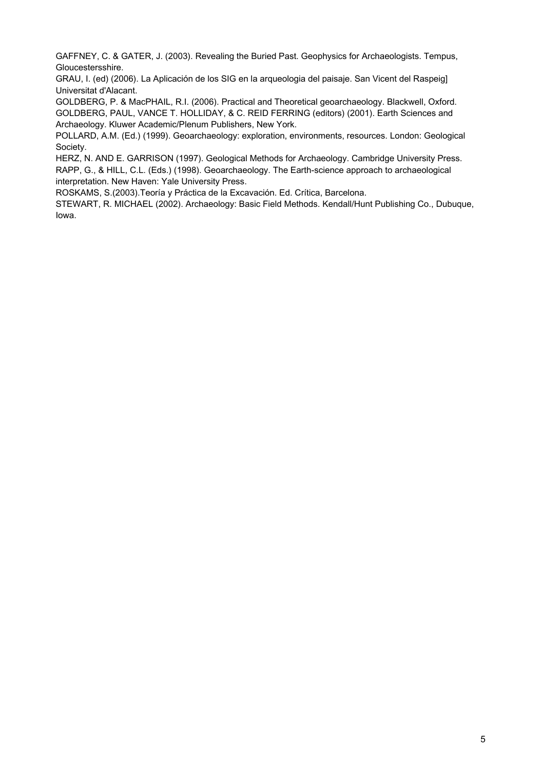GAFFNEY, C. & GATER, J. (2003). Revealing the Buried Past. Geophysics for Archaeologists. Tempus, Gloucestersshire.

GRAU, I. (ed) (2006). La Aplicación de los SIG en la arqueologia del paisaje. San Vicent del Raspeig] Universitat d'Alacant.

GOLDBERG, P. & MacPHAIL, R.I. (2006). Practical and Theoretical geoarchaeology. Blackwell, Oxford.

GOLDBERG, PAUL, VANCE T. HOLLIDAY, & C. REID FERRING (editors) (2001). Earth Sciences and Archaeology. Kluwer Academic/Plenum Publishers, New York.

POLLARD, A.M. (Ed.) (1999). Geoarchaeology: exploration, environments, resources. London: Geological Society.

HERZ, N. AND E. GARRISON (1997). Geological Methods for Archaeology. Cambridge University Press.

RAPP, G., & HILL, C.L. (Eds.) (1998). Geoarchaeology. The Earth-science approach to archaeological interpretation. New Haven: Yale University Press.

ROSKAMS, S.(2003).Teoría y Práctica de la Excavación. Ed. Crítica, Barcelona.

STEWART, R. MICHAEL (2002). Archaeology: Basic Field Methods. Kendall/Hunt Publishing Co., Dubuque, Iowa.